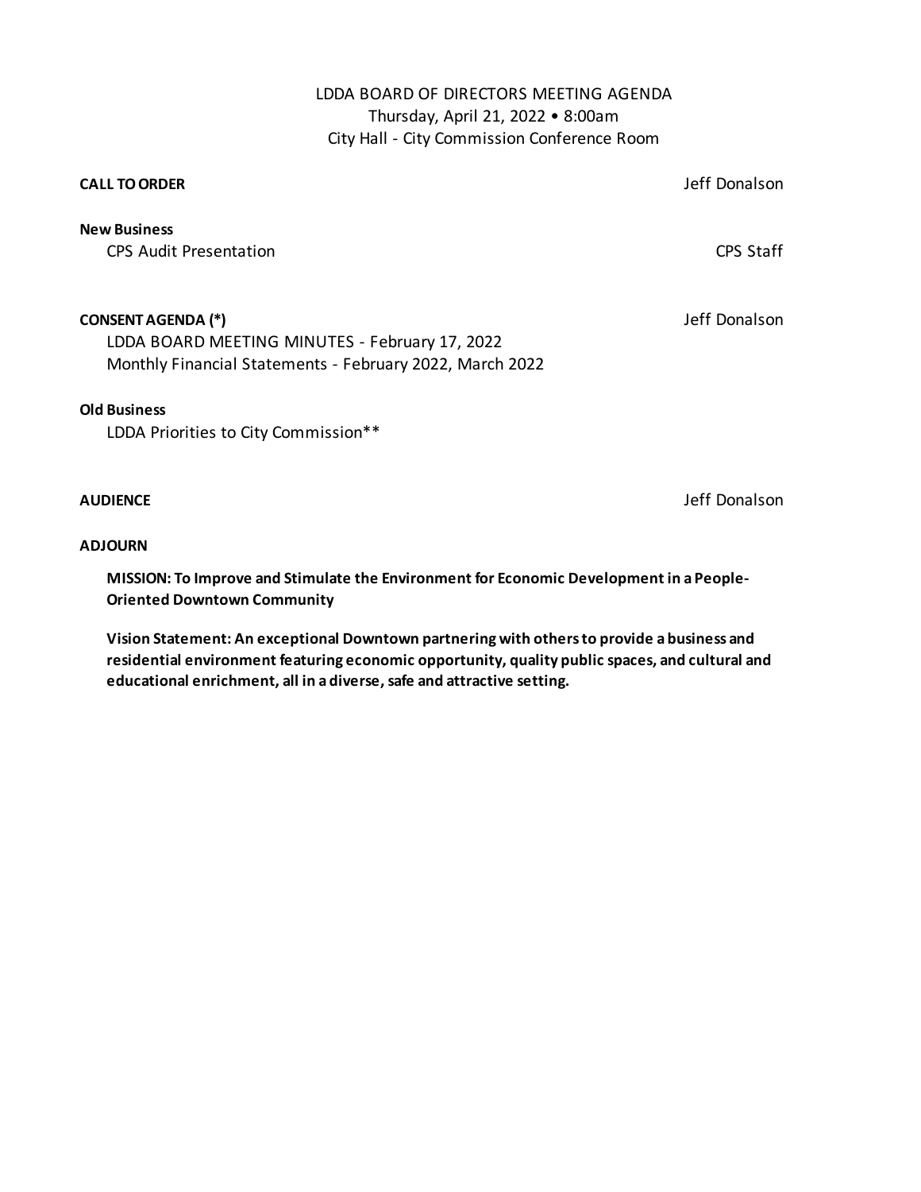# LDDA BOARD OF DIRECTORS MEETING AGENDA

Thursday, April 21, 2022 • 8:00am
City Hall - City Commission Conference Room

**CALL TO ORDER** — Jeff Donalson

**New Business**

CPS Audit Presentation — CPS Staff

**CONSENT AGENDA (*)** — Jeff Donalson

LDDA BOARD MEETING MINUTES - February 17, 2022
Monthly Financial Statements - February 2022, March 2022

**Old Business**

LDDA Priorities to City Commission**

**AUDIENCE** — Jeff Donalson

**ADJOURN**

**MISSION: To Improve and Stimulate the Environment for Economic Development in a People-Oriented Downtown Community**

**Vision Statement: An exceptional Downtown partnering with others to provide a business and residential environment featuring economic opportunity, quality public spaces, and cultural and educational enrichment, all in a diverse, safe and attractive setting.**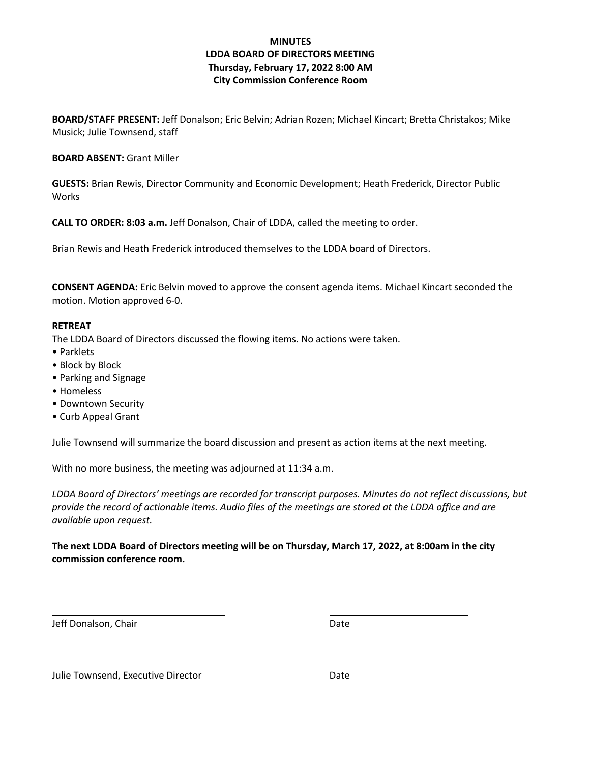**MINUTES**
**LDDA BOARD OF DIRECTORS MEETING**
**Thursday, February 17, 2022 8:00 AM**
**City Commission Conference Room**

**BOARD/STAFF PRESENT:** Jeff Donalson; Eric Belvin; Adrian Rozen; Michael Kincart; Bretta Christakos; Mike Musick; Julie Townsend, staff

**BOARD ABSENT:** Grant Miller

**GUESTS:** Brian Rewis, Director Community and Economic Development; Heath Frederick, Director Public Works

**CALL TO ORDER: 8:03 a.m.** Jeff Donalson, Chair of LDDA, called the meeting to order.

Brian Rewis and Heath Frederick introduced themselves to the LDDA board of Directors.

**CONSENT AGENDA:** Eric Belvin moved to approve the consent agenda items. Michael Kincart seconded the motion. Motion approved 6-0.

**RETREAT**

The LDDA Board of Directors discussed the flowing items. No actions were taken.

- Parklets
- Block by Block
- Parking and Signage
- Homeless
- Downtown Security
- Curb Appeal Grant

Julie Townsend will summarize the board discussion and present as action items at the next meeting.

With no more business, the meeting was adjourned at 11:34 a.m.

*LDDA Board of Directors' meetings are recorded for transcript purposes. Minutes do not reflect discussions, but provide the record of actionable items. Audio files of the meetings are stored at the LDDA office and are available upon request.*

**The next LDDA Board of Directors meeting will be on Thursday, March 17, 2022, at 8:00am in the city commission conference room.**

Jeff Donalson, Chair — Date

Julie Townsend, Executive Director — Date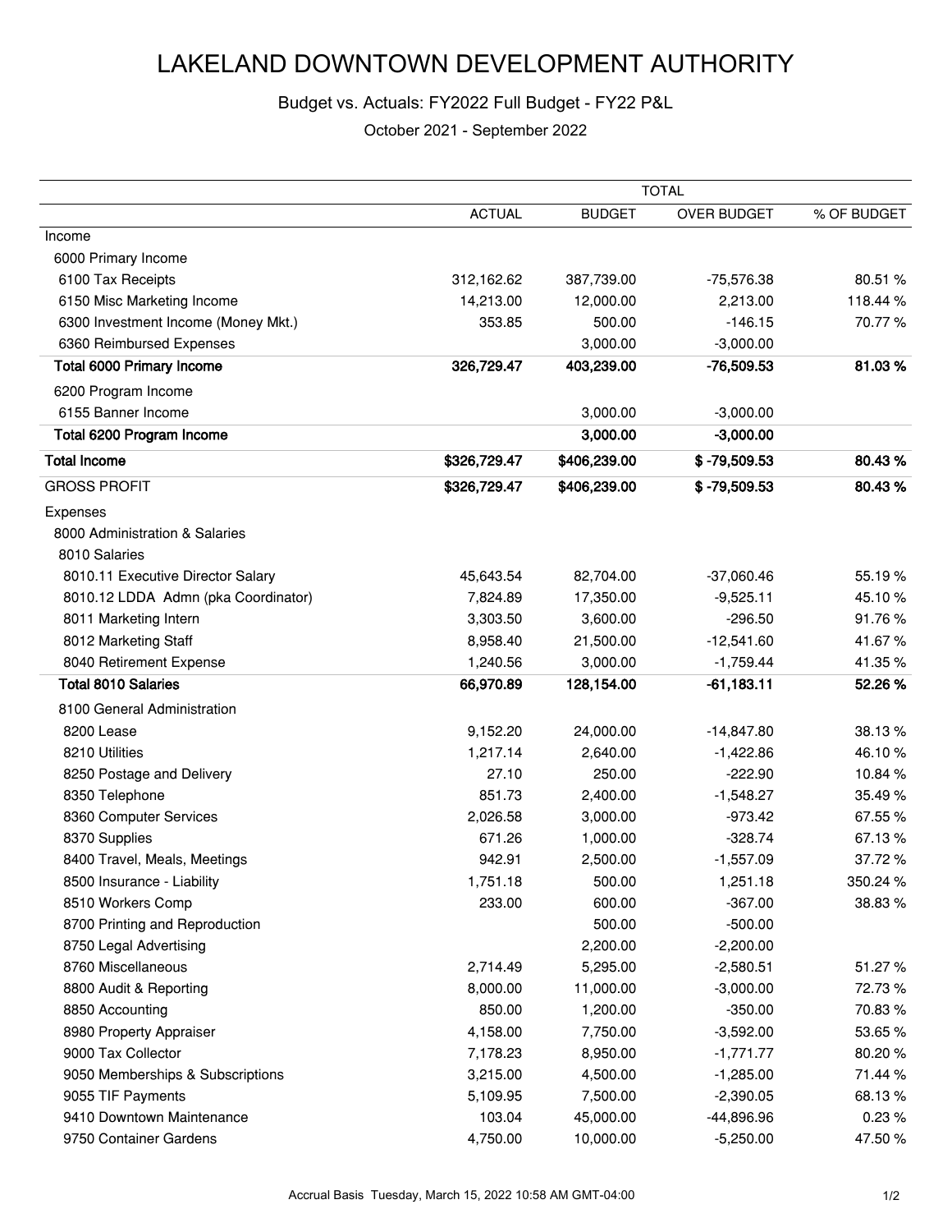# LAKELAND DOWNTOWN DEVELOPMENT AUTHORITY

Budget vs. Actuals: FY2022 Full Budget - FY22 P&L

October 2021 - September 2022

| | TOTAL | | | |
|---|---|---|---|---|
| | ACTUAL | BUDGET | OVER BUDGET | % OF BUDGET |
| Income | | | | |
| 6000 Primary Income | | | | |
| 6100 Tax Receipts | 312,162.62 | 387,739.00 | -75,576.38 | 80.51 % |
| 6150 Misc Marketing Income | 14,213.00 | 12,000.00 | 2,213.00 | 118.44 % |
| 6300 Investment Income (Money Mkt.) | 353.85 | 500.00 | -146.15 | 70.77 % |
| 6360 Reimbursed Expenses | | 3,000.00 | -3,000.00 | |
| **Total 6000 Primary Income** | **326,729.47** | **403,239.00** | **-76,509.53** | **81.03 %** |
| 6200 Program Income | | | | |
| 6155 Banner Income | | 3,000.00 | -3,000.00 | |
| **Total 6200 Program Income** | | **3,000.00** | **-3,000.00** | |
| **Total Income** | **$326,729.47** | **$406,239.00** | **$ -79,509.53** | **80.43 %** |
| GROSS PROFIT | **$326,729.47** | **$406,239.00** | **$ -79,509.53** | **80.43 %** |
| Expenses | | | | |
| 8000 Administration & Salaries | | | | |
| 8010 Salaries | | | | |
| 8010.11 Executive Director Salary | 45,643.54 | 82,704.00 | -37,060.46 | 55.19 % |
| 8010.12 LDDA Admn (pka Coordinator) | 7,824.89 | 17,350.00 | -9,525.11 | 45.10 % |
| 8011 Marketing Intern | 3,303.50 | 3,600.00 | -296.50 | 91.76 % |
| 8012 Marketing Staff | 8,958.40 | 21,500.00 | -12,541.60 | 41.67 % |
| 8040 Retirement Expense | 1,240.56 | 3,000.00 | -1,759.44 | 41.35 % |
| **Total 8010 Salaries** | **66,970.89** | **128,154.00** | **-61,183.11** | **52.26 %** |
| 8100 General Administration | | | | |
| 8200 Lease | 9,152.20 | 24,000.00 | -14,847.80 | 38.13 % |
| 8210 Utilities | 1,217.14 | 2,640.00 | -1,422.86 | 46.10 % |
| 8250 Postage and Delivery | 27.10 | 250.00 | -222.90 | 10.84 % |
| 8350 Telephone | 851.73 | 2,400.00 | -1,548.27 | 35.49 % |
| 8360 Computer Services | 2,026.58 | 3,000.00 | -973.42 | 67.55 % |
| 8370 Supplies | 671.26 | 1,000.00 | -328.74 | 67.13 % |
| 8400 Travel, Meals, Meetings | 942.91 | 2,500.00 | -1,557.09 | 37.72 % |
| 8500 Insurance - Liability | 1,751.18 | 500.00 | 1,251.18 | 350.24 % |
| 8510 Workers Comp | 233.00 | 600.00 | -367.00 | 38.83 % |
| 8700 Printing and Reproduction | | 500.00 | -500.00 | |
| 8750 Legal Advertising | | 2,200.00 | -2,200.00 | |
| 8760 Miscellaneous | 2,714.49 | 5,295.00 | -2,580.51 | 51.27 % |
| 8800 Audit & Reporting | 8,000.00 | 11,000.00 | -3,000.00 | 72.73 % |
| 8850 Accounting | 850.00 | 1,200.00 | -350.00 | 70.83 % |
| 8980 Property Appraiser | 4,158.00 | 7,750.00 | -3,592.00 | 53.65 % |
| 9000 Tax Collector | 7,178.23 | 8,950.00 | -1,771.77 | 80.20 % |
| 9050 Memberships & Subscriptions | 3,215.00 | 4,500.00 | -1,285.00 | 71.44 % |
| 9055 TIF Payments | 5,109.95 | 7,500.00 | -2,390.05 | 68.13 % |
| 9410 Downtown Maintenance | 103.04 | 45,000.00 | -44,896.96 | 0.23 % |
| 9750 Container Gardens | 4,750.00 | 10,000.00 | -5,250.00 | 47.50 % |

Accrual Basis Tuesday, March 15, 2022 10:58 AM GMT-04:00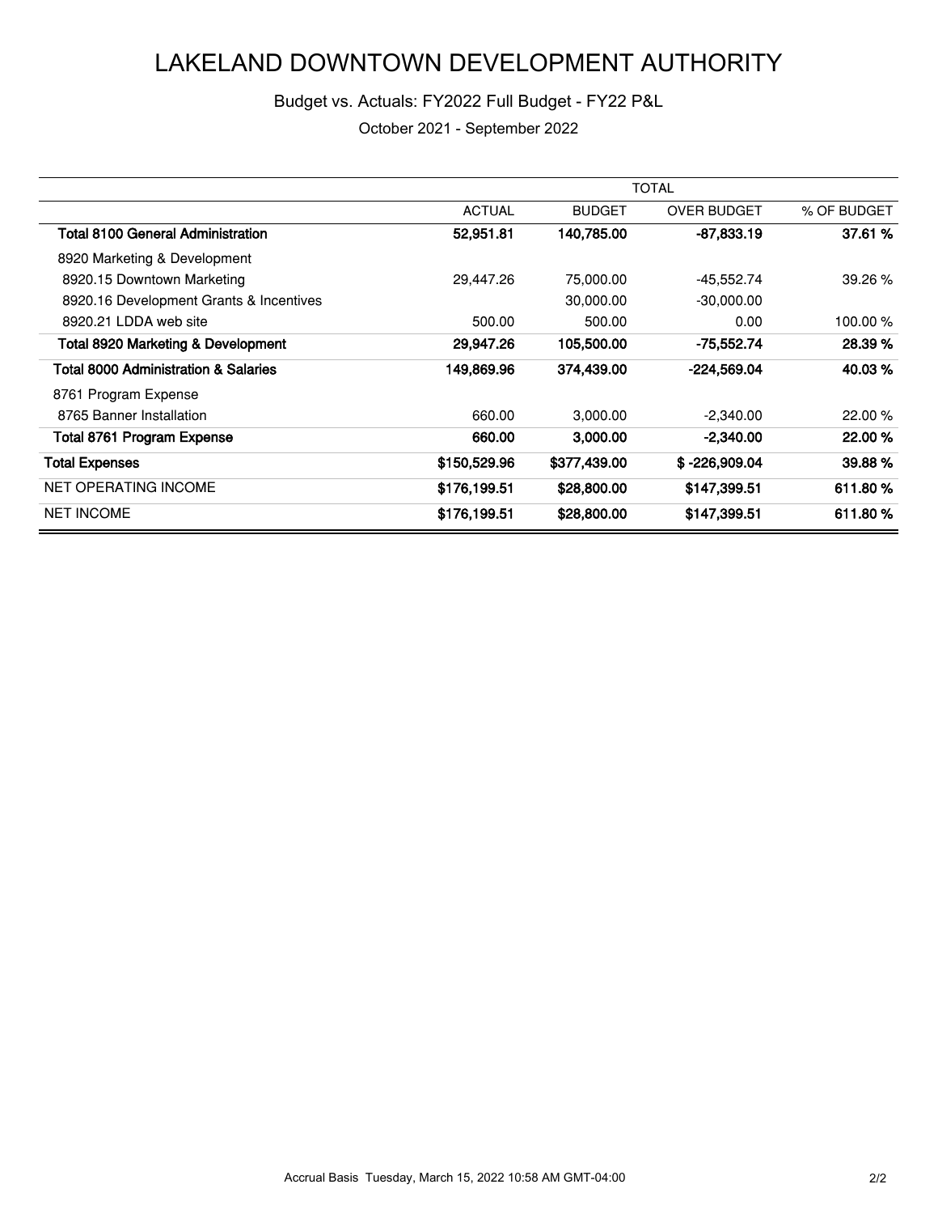# LAKELAND DOWNTOWN DEVELOPMENT AUTHORITY

Budget vs. Actuals: FY2022 Full Budget - FY22 P&L

October 2021 - September 2022

| | TOTAL | | | |
|---|---|---|---|---|
| | ACTUAL | BUDGET | OVER BUDGET | % OF BUDGET |
| **Total 8100 General Administration** | **52,951.81** | **140,785.00** | **-87,833.19** | **37.61 %** |
| 8920 Marketing & Development | | | | |
| 8920.15 Downtown Marketing | 29,447.26 | 75,000.00 | -45,552.74 | 39.26 % |
| 8920.16 Development Grants & Incentives | | 30,000.00 | -30,000.00 | |
| 8920.21 LDDA web site | 500.00 | 500.00 | 0.00 | 100.00 % |
| **Total 8920 Marketing & Development** | **29,947.26** | **105,500.00** | **-75,552.74** | **28.39 %** |
| **Total 8000 Administration & Salaries** | **149,869.96** | **374,439.00** | **-224,569.04** | **40.03 %** |
| 8761 Program Expense | | | | |
| 8765 Banner Installation | 660.00 | 3,000.00 | -2,340.00 | 22.00 % |
| **Total 8761 Program Expense** | **660.00** | **3,000.00** | **-2,340.00** | **22.00 %** |
| **Total Expenses** | **$150,529.96** | **$377,439.00** | **$ -226,909.04** | **39.88 %** |
| NET OPERATING INCOME | **$176,199.51** | **$28,800.00** | **$147,399.51** | **611.80 %** |
| NET INCOME | **$176,199.51** | **$28,800.00** | **$147,399.51** | **611.80 %** |

Accrual Basis Tuesday, March 15, 2022 10:58 AM GMT-04:00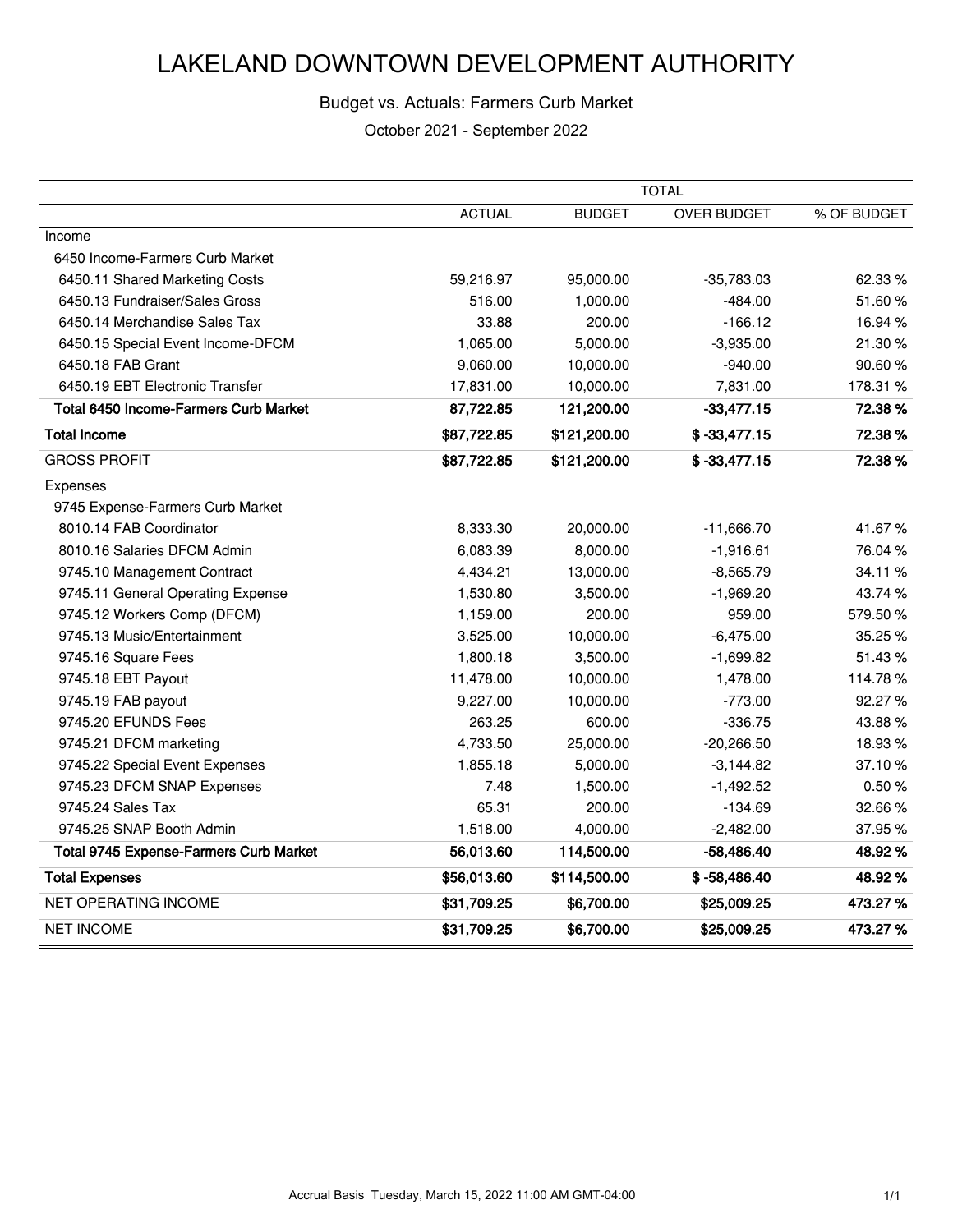# LAKELAND DOWNTOWN DEVELOPMENT AUTHORITY

Budget vs. Actuals: Farmers Curb Market

October 2021 - September 2022

| | TOTAL | | | |
|---|---|---|---|---|
| | ACTUAL | BUDGET | OVER BUDGET | % OF BUDGET |
| Income | | | | |
| 6450 Income-Farmers Curb Market | | | | |
| 6450.11 Shared Marketing Costs | 59,216.97 | 95,000.00 | -35,783.03 | 62.33 % |
| 6450.13 Fundraiser/Sales Gross | 516.00 | 1,000.00 | -484.00 | 51.60 % |
| 6450.14 Merchandise Sales Tax | 33.88 | 200.00 | -166.12 | 16.94 % |
| 6450.15 Special Event Income-DFCM | 1,065.00 | 5,000.00 | -3,935.00 | 21.30 % |
| 6450.18 FAB Grant | 9,060.00 | 10,000.00 | -940.00 | 90.60 % |
| 6450.19 EBT Electronic Transfer | 17,831.00 | 10,000.00 | 7,831.00 | 178.31 % |
| **Total 6450 Income-Farmers Curb Market** | **87,722.85** | **121,200.00** | **-33,477.15** | **72.38 %** |
| **Total Income** | **$87,722.85** | **$121,200.00** | **$ -33,477.15** | **72.38 %** |
| GROSS PROFIT | **$87,722.85** | **$121,200.00** | **$ -33,477.15** | **72.38 %** |
| Expenses | | | | |
| 9745 Expense-Farmers Curb Market | | | | |
| 8010.14 FAB Coordinator | 8,333.30 | 20,000.00 | -11,666.70 | 41.67 % |
| 8010.16 Salaries DFCM Admin | 6,083.39 | 8,000.00 | -1,916.61 | 76.04 % |
| 9745.10 Management Contract | 4,434.21 | 13,000.00 | -8,565.79 | 34.11 % |
| 9745.11 General Operating Expense | 1,530.80 | 3,500.00 | -1,969.20 | 43.74 % |
| 9745.12 Workers Comp (DFCM) | 1,159.00 | 200.00 | 959.00 | 579.50 % |
| 9745.13 Music/Entertainment | 3,525.00 | 10,000.00 | -6,475.00 | 35.25 % |
| 9745.16 Square Fees | 1,800.18 | 3,500.00 | -1,699.82 | 51.43 % |
| 9745.18 EBT Payout | 11,478.00 | 10,000.00 | 1,478.00 | 114.78 % |
| 9745.19 FAB payout | 9,227.00 | 10,000.00 | -773.00 | 92.27 % |
| 9745.20 EFUNDS Fees | 263.25 | 600.00 | -336.75 | 43.88 % |
| 9745.21 DFCM marketing | 4,733.50 | 25,000.00 | -20,266.50 | 18.93 % |
| 9745.22 Special Event Expenses | 1,855.18 | 5,000.00 | -3,144.82 | 37.10 % |
| 9745.23 DFCM SNAP Expenses | 7.48 | 1,500.00 | -1,492.52 | 0.50 % |
| 9745.24 Sales Tax | 65.31 | 200.00 | -134.69 | 32.66 % |
| 9745.25 SNAP Booth Admin | 1,518.00 | 4,000.00 | -2,482.00 | 37.95 % |
| **Total 9745 Expense-Farmers Curb Market** | **56,013.60** | **114,500.00** | **-58,486.40** | **48.92 %** |
| **Total Expenses** | **$56,013.60** | **$114,500.00** | **$ -58,486.40** | **48.92 %** |
| NET OPERATING INCOME | **$31,709.25** | **$6,700.00** | **$25,009.25** | **473.27 %** |
| NET INCOME | **$31,709.25** | **$6,700.00** | **$25,009.25** | **473.27 %** |

Accrual Basis Tuesday, March 15, 2022 11:00 AM GMT-04:00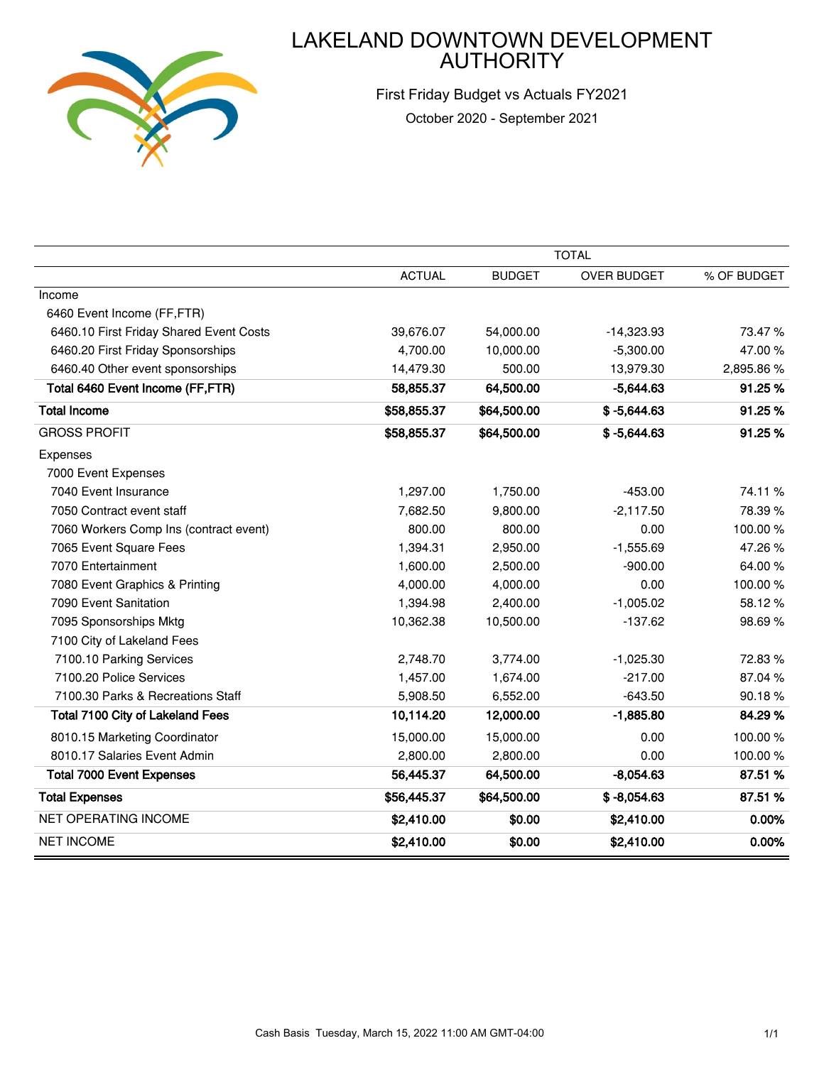# LAKELAND DOWNTOWN DEVELOPMENT AUTHORITY

First Friday Budget vs Actuals FY2021

October 2020 - September 2021

| | TOTAL | | | |
|---|---|---|---|---|
| | ACTUAL | BUDGET | OVER BUDGET | % OF BUDGET |
| Income | | | | |
| 6460 Event Income (FF,FTR) | | | | |
| 6460.10 First Friday Shared Event Costs | 39,676.07 | 54,000.00 | -14,323.93 | 73.47 % |
| 6460.20 First Friday Sponsorships | 4,700.00 | 10,000.00 | -5,300.00 | 47.00 % |
| 6460.40 Other event sponsorships | 14,479.30 | 500.00 | 13,979.30 | 2,895.86 % |
| **Total 6460 Event Income (FF,FTR)** | **58,855.37** | **64,500.00** | **-5,644.63** | **91.25 %** |
| **Total Income** | **$58,855.37** | **$64,500.00** | **$ -5,644.63** | **91.25 %** |
| GROSS PROFIT | **$58,855.37** | **$64,500.00** | **$ -5,644.63** | **91.25 %** |
| Expenses | | | | |
| 7000 Event Expenses | | | | |
| 7040 Event Insurance | 1,297.00 | 1,750.00 | -453.00 | 74.11 % |
| 7050 Contract event staff | 7,682.50 | 9,800.00 | -2,117.50 | 78.39 % |
| 7060 Workers Comp Ins (contract event) | 800.00 | 800.00 | 0.00 | 100.00 % |
| 7065 Event Square Fees | 1,394.31 | 2,950.00 | -1,555.69 | 47.26 % |
| 7070 Entertainment | 1,600.00 | 2,500.00 | -900.00 | 64.00 % |
| 7080 Event Graphics & Printing | 4,000.00 | 4,000.00 | 0.00 | 100.00 % |
| 7090 Event Sanitation | 1,394.98 | 2,400.00 | -1,005.02 | 58.12 % |
| 7095 Sponsorships Mktg | 10,362.38 | 10,500.00 | -137.62 | 98.69 % |
| 7100 City of Lakeland Fees | | | | |
| 7100.10 Parking Services | 2,748.70 | 3,774.00 | -1,025.30 | 72.83 % |
| 7100.20 Police Services | 1,457.00 | 1,674.00 | -217.00 | 87.04 % |
| 7100.30 Parks & Recreations Staff | 5,908.50 | 6,552.00 | -643.50 | 90.18 % |
| **Total 7100 City of Lakeland Fees** | **10,114.20** | **12,000.00** | **-1,885.80** | **84.29 %** |
| 8010.15 Marketing Coordinator | 15,000.00 | 15,000.00 | 0.00 | 100.00 % |
| 8010.17 Salaries Event Admin | 2,800.00 | 2,800.00 | 0.00 | 100.00 % |
| **Total 7000 Event Expenses** | **56,445.37** | **64,500.00** | **-8,054.63** | **87.51 %** |
| **Total Expenses** | **$56,445.37** | **$64,500.00** | **$ -8,054.63** | **87.51 %** |
| NET OPERATING INCOME | **$2,410.00** | **$0.00** | **$2,410.00** | **0.00%** |
| NET INCOME | **$2,410.00** | **$0.00** | **$2,410.00** | **0.00%** |

Cash Basis Tuesday, March 15, 2022 11:00 AM GMT-04:00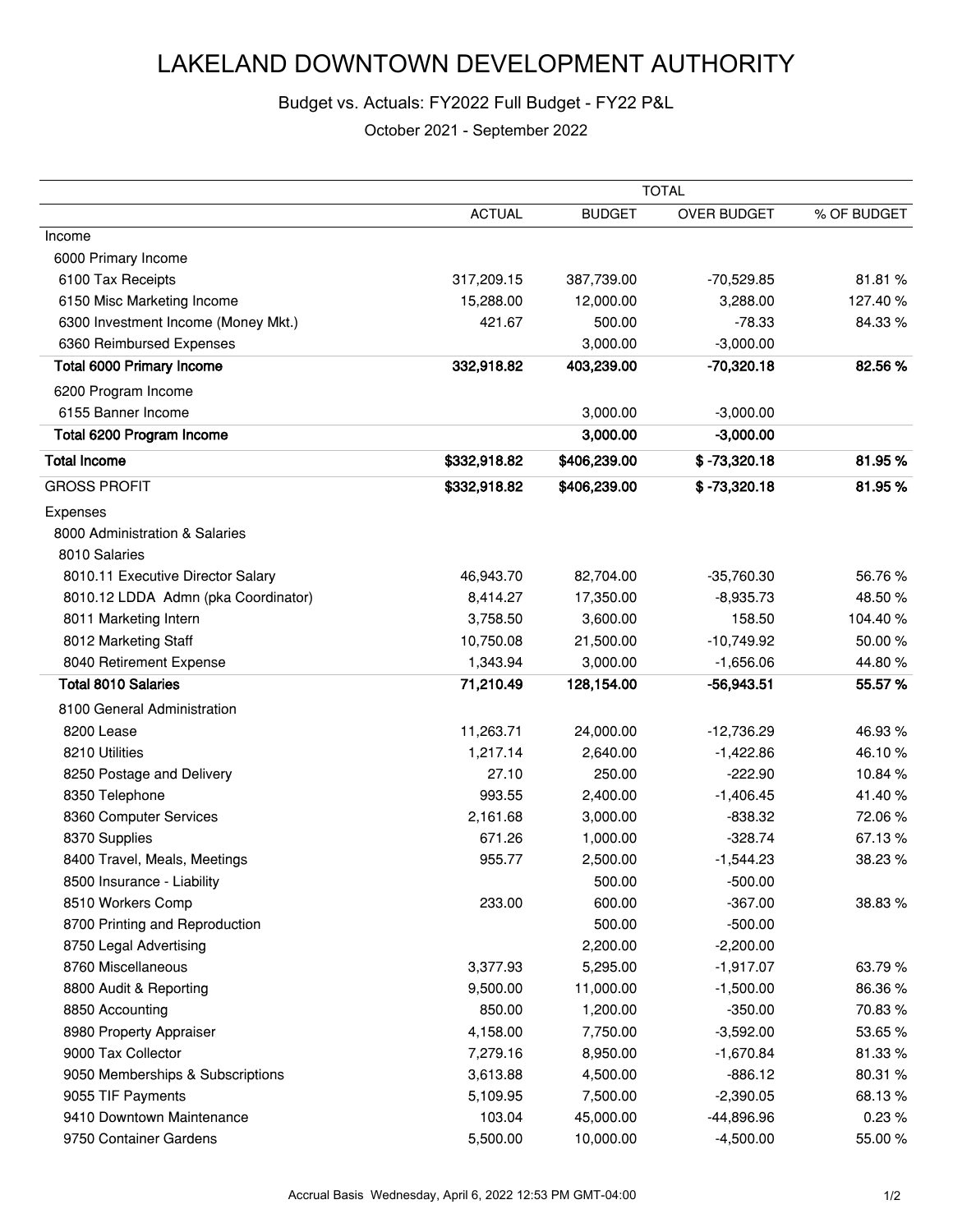# LAKELAND DOWNTOWN DEVELOPMENT AUTHORITY

Budget vs. Actuals: FY2022 Full Budget - FY22 P&L

October 2021 - September 2022

| | TOTAL | | | |
|---|---|---|---|---|
| | ACTUAL | BUDGET | OVER BUDGET | % OF BUDGET |
| Income | | | | |
| 6000 Primary Income | | | | |
| 6100 Tax Receipts | 317,209.15 | 387,739.00 | -70,529.85 | 81.81 % |
| 6150 Misc Marketing Income | 15,288.00 | 12,000.00 | 3,288.00 | 127.40 % |
| 6300 Investment Income (Money Mkt.) | 421.67 | 500.00 | -78.33 | 84.33 % |
| 6360 Reimbursed Expenses | | 3,000.00 | -3,000.00 | |
| **Total 6000 Primary Income** | **332,918.82** | **403,239.00** | **-70,320.18** | **82.56 %** |
| 6200 Program Income | | | | |
| 6155 Banner Income | | 3,000.00 | -3,000.00 | |
| **Total 6200 Program Income** | | **3,000.00** | **-3,000.00** | |
| **Total Income** | **$332,918.82** | **$406,239.00** | **$ -73,320.18** | **81.95 %** |
| GROSS PROFIT | **$332,918.82** | **$406,239.00** | **$ -73,320.18** | **81.95 %** |
| Expenses | | | | |
| 8000 Administration & Salaries | | | | |
| 8010 Salaries | | | | |
| 8010.11 Executive Director Salary | 46,943.70 | 82,704.00 | -35,760.30 | 56.76 % |
| 8010.12 LDDA Admn (pka Coordinator) | 8,414.27 | 17,350.00 | -8,935.73 | 48.50 % |
| 8011 Marketing Intern | 3,758.50 | 3,600.00 | 158.50 | 104.40 % |
| 8012 Marketing Staff | 10,750.08 | 21,500.00 | -10,749.92 | 50.00 % |
| 8040 Retirement Expense | 1,343.94 | 3,000.00 | -1,656.06 | 44.80 % |
| **Total 8010 Salaries** | **71,210.49** | **128,154.00** | **-56,943.51** | **55.57 %** |
| 8100 General Administration | | | | |
| 8200 Lease | 11,263.71 | 24,000.00 | -12,736.29 | 46.93 % |
| 8210 Utilities | 1,217.14 | 2,640.00 | -1,422.86 | 46.10 % |
| 8250 Postage and Delivery | 27.10 | 250.00 | -222.90 | 10.84 % |
| 8350 Telephone | 993.55 | 2,400.00 | -1,406.45 | 41.40 % |
| 8360 Computer Services | 2,161.68 | 3,000.00 | -838.32 | 72.06 % |
| 8370 Supplies | 671.26 | 1,000.00 | -328.74 | 67.13 % |
| 8400 Travel, Meals, Meetings | 955.77 | 2,500.00 | -1,544.23 | 38.23 % |
| 8500 Insurance - Liability | | 500.00 | -500.00 | |
| 8510 Workers Comp | 233.00 | 600.00 | -367.00 | 38.83 % |
| 8700 Printing and Reproduction | | 500.00 | -500.00 | |
| 8750 Legal Advertising | | 2,200.00 | -2,200.00 | |
| 8760 Miscellaneous | 3,377.93 | 5,295.00 | -1,917.07 | 63.79 % |
| 8800 Audit & Reporting | 9,500.00 | 11,000.00 | -1,500.00 | 86.36 % |
| 8850 Accounting | 850.00 | 1,200.00 | -350.00 | 70.83 % |
| 8980 Property Appraiser | 4,158.00 | 7,750.00 | -3,592.00 | 53.65 % |
| 9000 Tax Collector | 7,279.16 | 8,950.00 | -1,670.84 | 81.33 % |
| 9050 Memberships & Subscriptions | 3,613.88 | 4,500.00 | -886.12 | 80.31 % |
| 9055 TIF Payments | 5,109.95 | 7,500.00 | -2,390.05 | 68.13 % |
| 9410 Downtown Maintenance | 103.04 | 45,000.00 | -44,896.96 | 0.23 % |
| 9750 Container Gardens | 5,500.00 | 10,000.00 | -4,500.00 | 55.00 % |

Accrual Basis Wednesday, April 6, 2022 12:53 PM GMT-04:00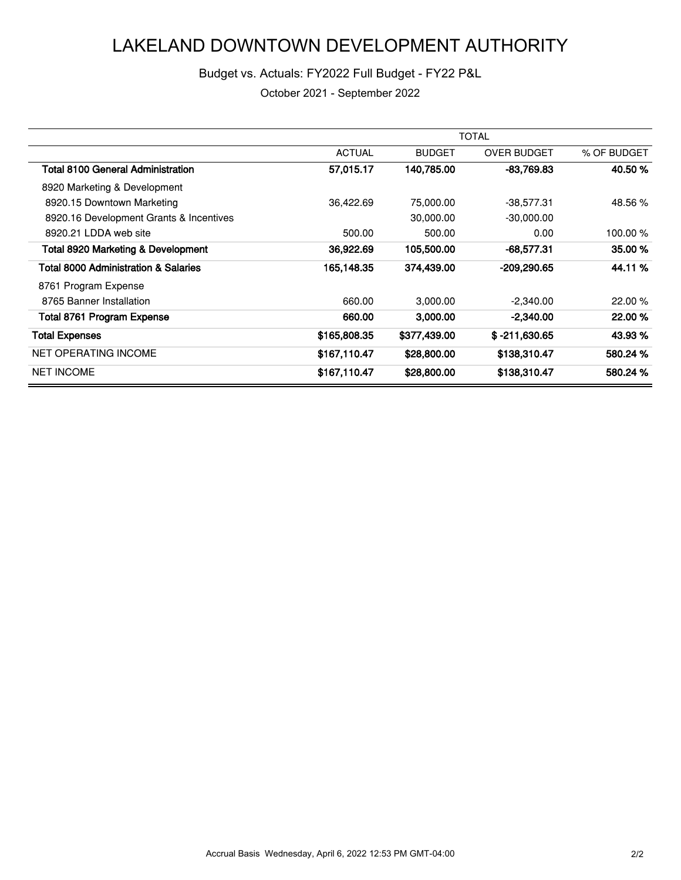# LAKELAND DOWNTOWN DEVELOPMENT AUTHORITY

Budget vs. Actuals: FY2022 Full Budget - FY22 P&L

October 2021 - September 2022

| | TOTAL | | | |
|---|---|---|---|---|
| | ACTUAL | BUDGET | OVER BUDGET | % OF BUDGET |
| **Total 8100 General Administration** | **57,015.17** | **140,785.00** | **-83,769.83** | **40.50 %** |
| 8920 Marketing & Development | | | | |
| 8920.15 Downtown Marketing | 36,422.69 | 75,000.00 | -38,577.31 | 48.56 % |
| 8920.16 Development Grants & Incentives | | 30,000.00 | -30,000.00 | |
| 8920.21 LDDA web site | 500.00 | 500.00 | 0.00 | 100.00 % |
| **Total 8920 Marketing & Development** | **36,922.69** | **105,500.00** | **-68,577.31** | **35.00 %** |
| **Total 8000 Administration & Salaries** | **165,148.35** | **374,439.00** | **-209,290.65** | **44.11 %** |
| 8761 Program Expense | | | | |
| 8765 Banner Installation | 660.00 | 3,000.00 | -2,340.00 | 22.00 % |
| **Total 8761 Program Expense** | **660.00** | **3,000.00** | **-2,340.00** | **22.00 %** |
| **Total Expenses** | **$165,808.35** | **$377,439.00** | **$ -211,630.65** | **43.93 %** |
| NET OPERATING INCOME | **$167,110.47** | **$28,800.00** | **$138,310.47** | **580.24 %** |
| NET INCOME | **$167,110.47** | **$28,800.00** | **$138,310.47** | **580.24 %** |

Accrual Basis Wednesday, April 6, 2022 12:53 PM GMT-04:00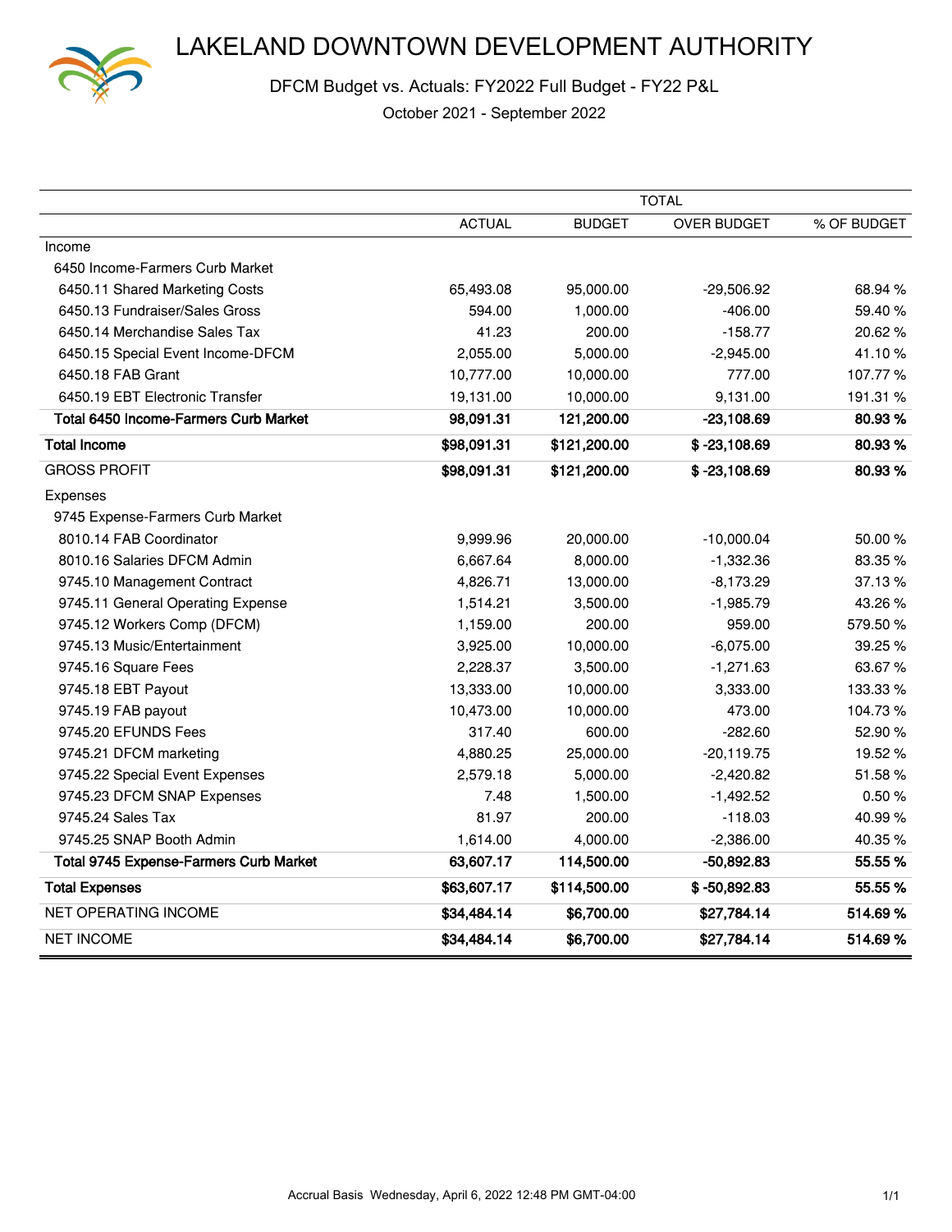# LAKELAND DOWNTOWN DEVELOPMENT AUTHORITY

DFCM Budget vs. Actuals: FY2022 Full Budget - FY22 P&L

October 2021 - September 2022

| | TOTAL | | | |
|---|---|---|---|---|
| | ACTUAL | BUDGET | OVER BUDGET | % OF BUDGET |
| Income | | | | |
| 6450 Income-Farmers Curb Market | | | | |
| 6450.11 Shared Marketing Costs | 65,493.08 | 95,000.00 | -29,506.92 | 68.94 % |
| 6450.13 Fundraiser/Sales Gross | 594.00 | 1,000.00 | -406.00 | 59.40 % |
| 6450.14 Merchandise Sales Tax | 41.23 | 200.00 | -158.77 | 20.62 % |
| 6450.15 Special Event Income-DFCM | 2,055.00 | 5,000.00 | -2,945.00 | 41.10 % |
| 6450.18 FAB Grant | 10,777.00 | 10,000.00 | 777.00 | 107.77 % |
| 6450.19 EBT Electronic Transfer | 19,131.00 | 10,000.00 | 9,131.00 | 191.31 % |
| **Total 6450 Income-Farmers Curb Market** | **98,091.31** | **121,200.00** | **-23,108.69** | **80.93 %** |
| **Total Income** | **$98,091.31** | **$121,200.00** | **$ -23,108.69** | **80.93 %** |
| GROSS PROFIT | **$98,091.31** | **$121,200.00** | **$ -23,108.69** | **80.93 %** |
| Expenses | | | | |
| 9745 Expense-Farmers Curb Market | | | | |
| 8010.14 FAB Coordinator | 9,999.96 | 20,000.00 | -10,000.04 | 50.00 % |
| 8010.16 Salaries DFCM Admin | 6,667.64 | 8,000.00 | -1,332.36 | 83.35 % |
| 9745.10 Management Contract | 4,826.71 | 13,000.00 | -8,173.29 | 37.13 % |
| 9745.11 General Operating Expense | 1,514.21 | 3,500.00 | -1,985.79 | 43.26 % |
| 9745.12 Workers Comp (DFCM) | 1,159.00 | 200.00 | 959.00 | 579.50 % |
| 9745.13 Music/Entertainment | 3,925.00 | 10,000.00 | -6,075.00 | 39.25 % |
| 9745.16 Square Fees | 2,228.37 | 3,500.00 | -1,271.63 | 63.67 % |
| 9745.18 EBT Payout | 13,333.00 | 10,000.00 | 3,333.00 | 133.33 % |
| 9745.19 FAB payout | 10,473.00 | 10,000.00 | 473.00 | 104.73 % |
| 9745.20 EFUNDS Fees | 317.40 | 600.00 | -282.60 | 52.90 % |
| 9745.21 DFCM marketing | 4,880.25 | 25,000.00 | -20,119.75 | 19.52 % |
| 9745.22 Special Event Expenses | 2,579.18 | 5,000.00 | -2,420.82 | 51.58 % |
| 9745.23 DFCM SNAP Expenses | 7.48 | 1,500.00 | -1,492.52 | 0.50 % |
| 9745.24 Sales Tax | 81.97 | 200.00 | -118.03 | 40.99 % |
| 9745.25 SNAP Booth Admin | 1,614.00 | 4,000.00 | -2,386.00 | 40.35 % |
| **Total 9745 Expense-Farmers Curb Market** | **63,607.17** | **114,500.00** | **-50,892.83** | **55.55 %** |
| **Total Expenses** | **$63,607.17** | **$114,500.00** | **$ -50,892.83** | **55.55 %** |
| NET OPERATING INCOME | **$34,484.14** | **$6,700.00** | **$27,784.14** | **514.69 %** |
| NET INCOME | **$34,484.14** | **$6,700.00** | **$27,784.14** | **514.69 %** |

Accrual Basis Wednesday, April 6, 2022 12:48 PM GMT-04:00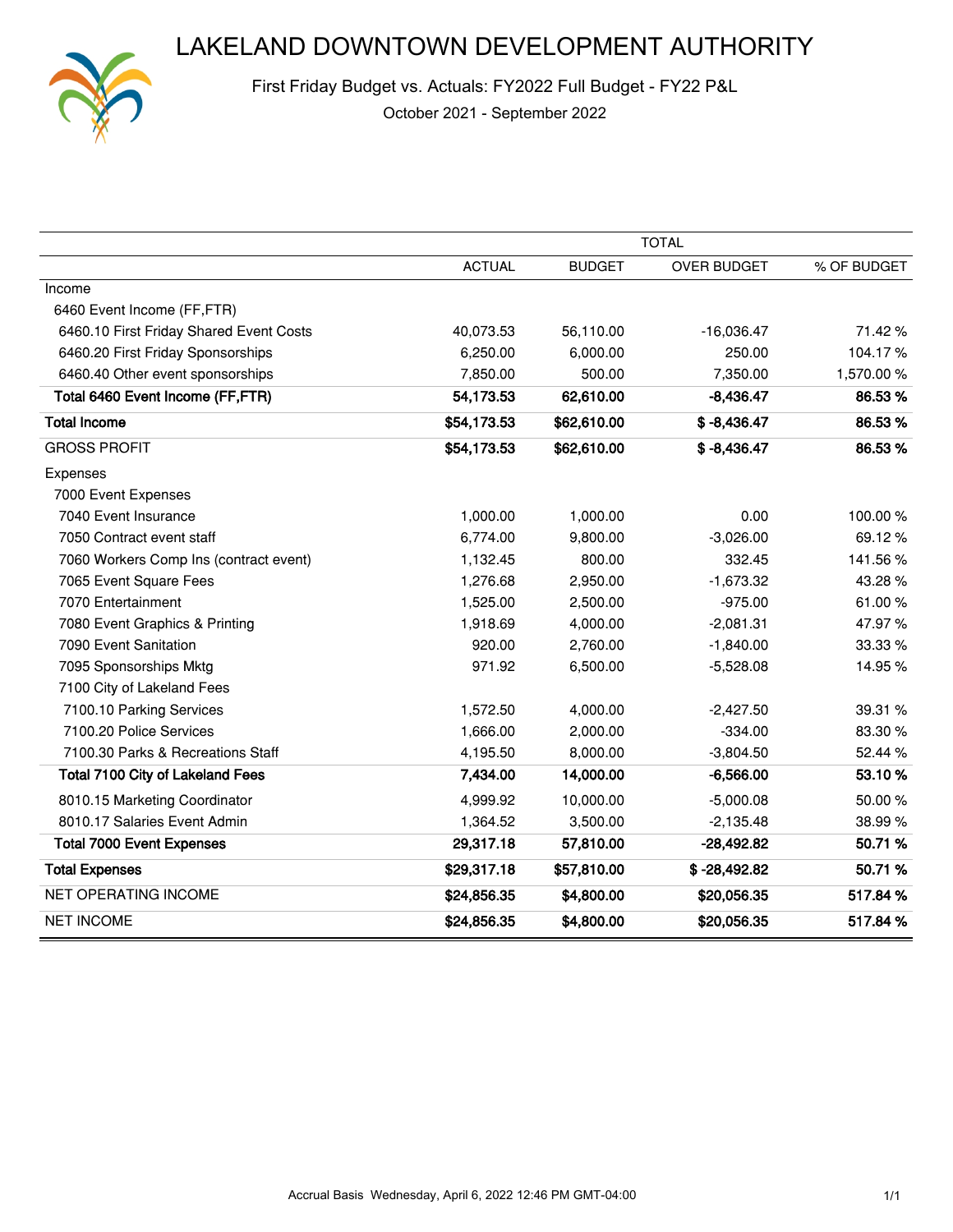# LAKELAND DOWNTOWN DEVELOPMENT AUTHORITY

First Friday Budget vs. Actuals: FY2022 Full Budget - FY22 P&L

October 2021 - September 2022

| | TOTAL | | | |
|---|---|---|---|---|
| | ACTUAL | BUDGET | OVER BUDGET | % OF BUDGET |
| Income | | | | |
| 6460 Event Income (FF,FTR) | | | | |
| 6460.10 First Friday Shared Event Costs | 40,073.53 | 56,110.00 | -16,036.47 | 71.42 % |
| 6460.20 First Friday Sponsorships | 6,250.00 | 6,000.00 | 250.00 | 104.17 % |
| 6460.40 Other event sponsorships | 7,850.00 | 500.00 | 7,350.00 | 1,570.00 % |
| **Total 6460 Event Income (FF,FTR)** | **54,173.53** | **62,610.00** | **-8,436.47** | **86.53 %** |
| **Total Income** | **$54,173.53** | **$62,610.00** | **$ -8,436.47** | **86.53 %** |
| GROSS PROFIT | **$54,173.53** | **$62,610.00** | **$ -8,436.47** | **86.53 %** |
| Expenses | | | | |
| 7000 Event Expenses | | | | |
| 7040 Event Insurance | 1,000.00 | 1,000.00 | 0.00 | 100.00 % |
| 7050 Contract event staff | 6,774.00 | 9,800.00 | -3,026.00 | 69.12 % |
| 7060 Workers Comp Ins (contract event) | 1,132.45 | 800.00 | 332.45 | 141.56 % |
| 7065 Event Square Fees | 1,276.68 | 2,950.00 | -1,673.32 | 43.28 % |
| 7070 Entertainment | 1,525.00 | 2,500.00 | -975.00 | 61.00 % |
| 7080 Event Graphics & Printing | 1,918.69 | 4,000.00 | -2,081.31 | 47.97 % |
| 7090 Event Sanitation | 920.00 | 2,760.00 | -1,840.00 | 33.33 % |
| 7095 Sponsorships Mktg | 971.92 | 6,500.00 | -5,528.08 | 14.95 % |
| 7100 City of Lakeland Fees | | | | |
| 7100.10 Parking Services | 1,572.50 | 4,000.00 | -2,427.50 | 39.31 % |
| 7100.20 Police Services | 1,666.00 | 2,000.00 | -334.00 | 83.30 % |
| 7100.30 Parks & Recreations Staff | 4,195.50 | 8,000.00 | -3,804.50 | 52.44 % |
| **Total 7100 City of Lakeland Fees** | **7,434.00** | **14,000.00** | **-6,566.00** | **53.10 %** |
| 8010.15 Marketing Coordinator | 4,999.92 | 10,000.00 | -5,000.08 | 50.00 % |
| 8010.17 Salaries Event Admin | 1,364.52 | 3,500.00 | -2,135.48 | 38.99 % |
| **Total 7000 Event Expenses** | **29,317.18** | **57,810.00** | **-28,492.82** | **50.71 %** |
| **Total Expenses** | **$29,317.18** | **$57,810.00** | **$ -28,492.82** | **50.71 %** |
| NET OPERATING INCOME | **$24,856.35** | **$4,800.00** | **$20,056.35** | **517.84 %** |
| NET INCOME | **$24,856.35** | **$4,800.00** | **$20,056.35** | **517.84 %** |

Accrual Basis Wednesday, April 6, 2022 12:46 PM GMT-04:00